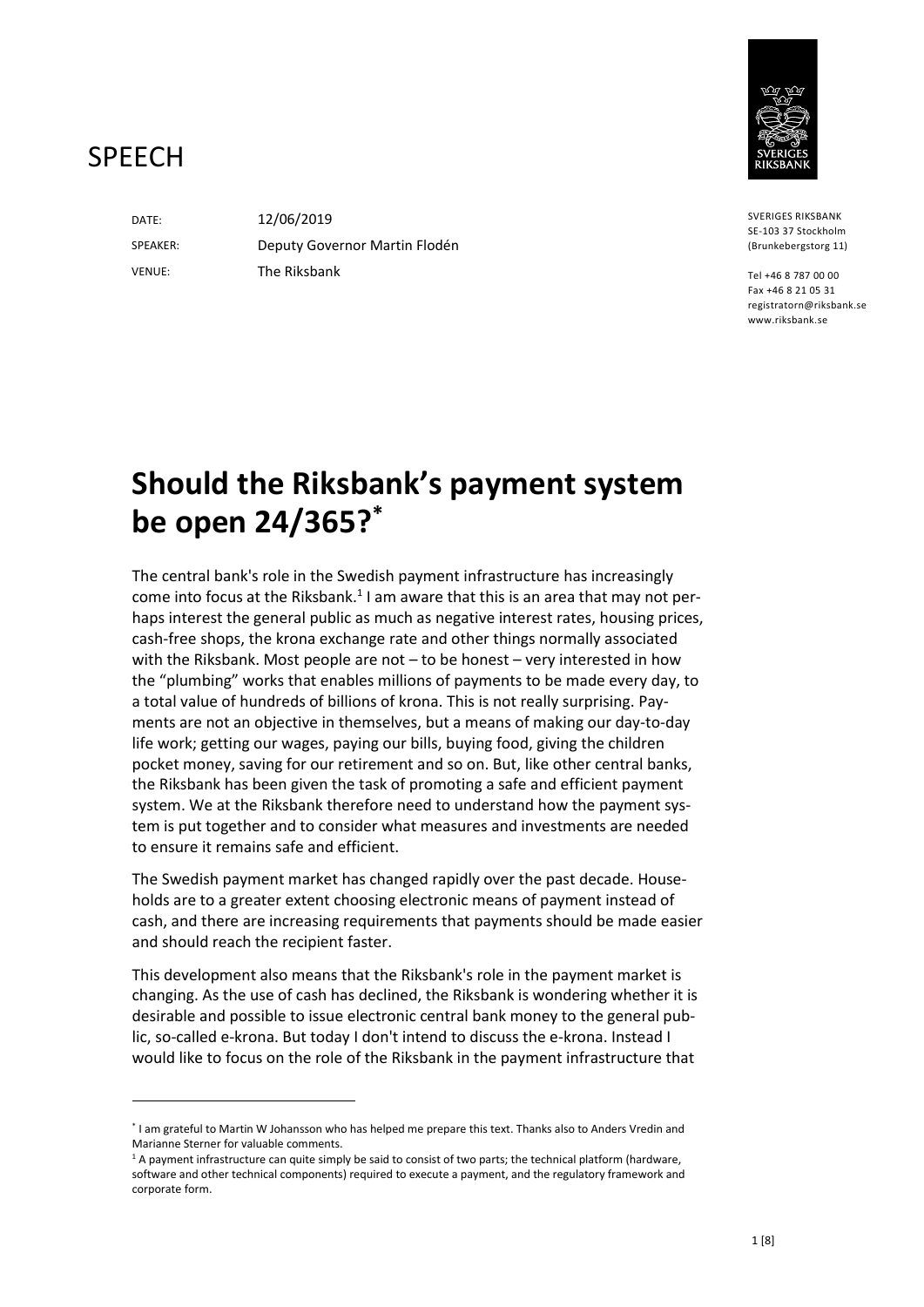# SPEECH

DATE: 12/06/2019

SPEAKER: Deputy Governor Martin Flodén

VENUE: The Riksbank

SVERIGES RIKSBANK
SE-103 37 Stockholm
(Brunkebergstorg 11)

Tel +46 8 787 00 00
Fax +46 8 21 05 31
registratorn@riksbank.se
www.riksbank.se

# Should the Riksbank's payment system be open 24/365?*

The central bank's role in the Swedish payment infrastructure has increasingly come into focus at the Riksbank.[1] I am aware that this is an area that may not perhaps interest the general public as much as negative interest rates, housing prices, cash-free shops, the krona exchange rate and other things normally associated with the Riksbank. Most people are not – to be honest – very interested in how the "plumbing" works that enables millions of payments to be made every day, to a total value of hundreds of billions of krona. This is not really surprising. Payments are not an objective in themselves, but a means of making our day-to-day life work; getting our wages, paying our bills, buying food, giving the children pocket money, saving for our retirement and so on. But, like other central banks, the Riksbank has been given the task of promoting a safe and efficient payment system. We at the Riksbank therefore need to understand how the payment system is put together and to consider what measures and investments are needed to ensure it remains safe and efficient.

The Swedish payment market has changed rapidly over the past decade. Households are to a greater extent choosing electronic means of payment instead of cash, and there are increasing requirements that payments should be made easier and should reach the recipient faster.

This development also means that the Riksbank's role in the payment market is changing. As the use of cash has declined, the Riksbank is wondering whether it is desirable and possible to issue electronic central bank money to the general public, so-called e-krona. But today I don't intend to discuss the e-krona. Instead I would like to focus on the role of the Riksbank in the payment infrastructure that

---

* I am grateful to Martin W Johansson who has helped me prepare this text. Thanks also to Anders Vredin and Marianne Sterner for valuable comments.

[1] A payment infrastructure can quite simply be said to consist of two parts; the technical platform (hardware, software and other technical components) required to execute a payment, and the regulatory framework and corporate form.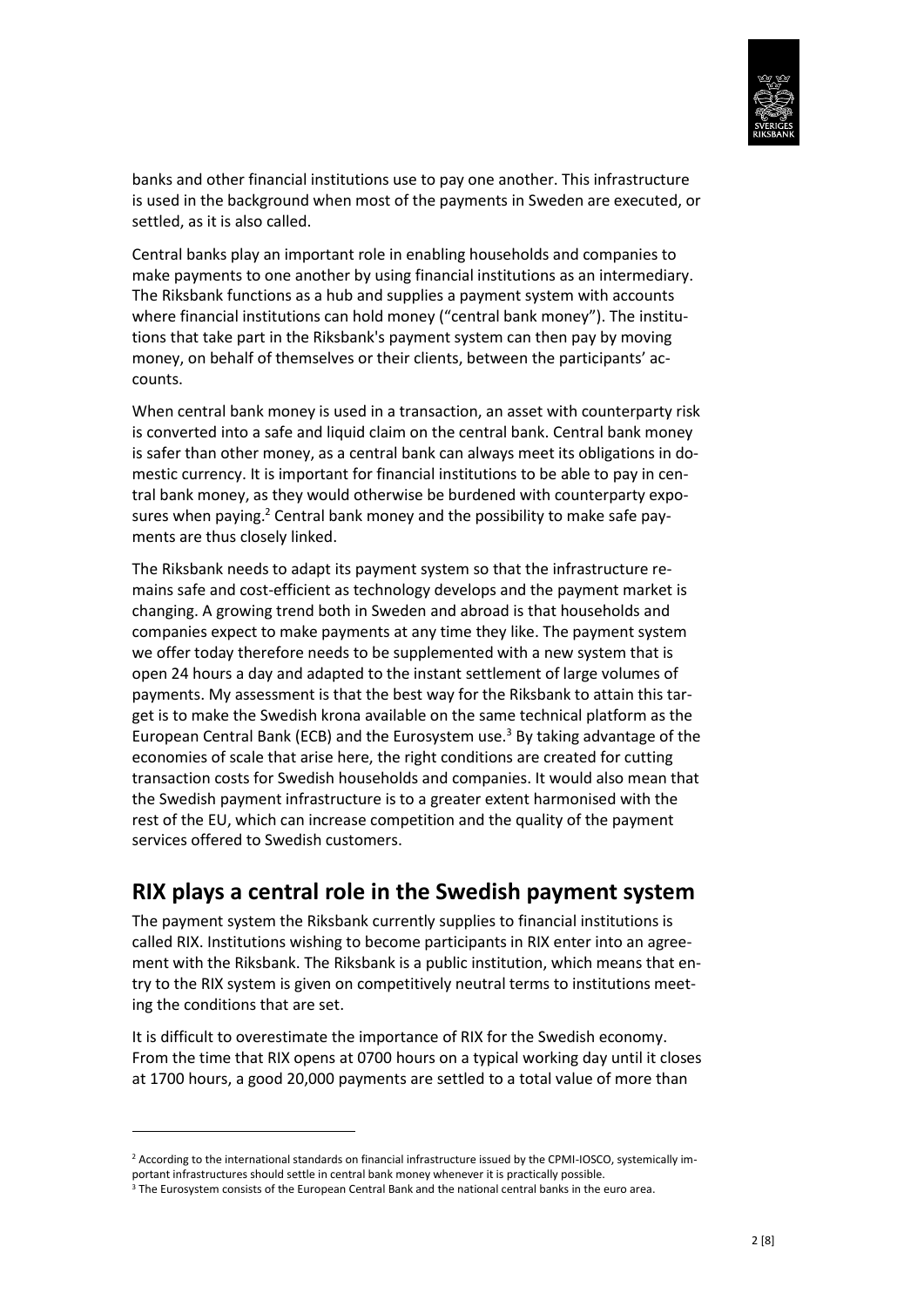banks and other financial institutions use to pay one another. This infrastructure is used in the background when most of the payments in Sweden are executed, or settled, as it is also called.

Central banks play an important role in enabling households and companies to make payments to one another by using financial institutions as an intermediary. The Riksbank functions as a hub and supplies a payment system with accounts where financial institutions can hold money ("central bank money"). The institutions that take part in the Riksbank's payment system can then pay by moving money, on behalf of themselves or their clients, between the participants' accounts.

When central bank money is used in a transaction, an asset with counterparty risk is converted into a safe and liquid claim on the central bank. Central bank money is safer than other money, as a central bank can always meet its obligations in domestic currency. It is important for financial institutions to be able to pay in central bank money, as they would otherwise be burdened with counterparty exposures when paying.[2] Central bank money and the possibility to make safe payments are thus closely linked.

The Riksbank needs to adapt its payment system so that the infrastructure remains safe and cost-efficient as technology develops and the payment market is changing. A growing trend both in Sweden and abroad is that households and companies expect to make payments at any time they like. The payment system we offer today therefore needs to be supplemented with a new system that is open 24 hours a day and adapted to the instant settlement of large volumes of payments. My assessment is that the best way for the Riksbank to attain this target is to make the Swedish krona available on the same technical platform as the European Central Bank (ECB) and the Eurosystem use.[3] By taking advantage of the economies of scale that arise here, the right conditions are created for cutting transaction costs for Swedish households and companies. It would also mean that the Swedish payment infrastructure is to a greater extent harmonised with the rest of the EU, which can increase competition and the quality of the payment services offered to Swedish customers.

## RIX plays a central role in the Swedish payment system

The payment system the Riksbank currently supplies to financial institutions is called RIX. Institutions wishing to become participants in RIX enter into an agreement with the Riksbank. The Riksbank is a public institution, which means that entry to the RIX system is given on competitively neutral terms to institutions meeting the conditions that are set.

It is difficult to overestimate the importance of RIX for the Swedish economy. From the time that RIX opens at 0700 hours on a typical working day until it closes at 1700 hours, a good 20,000 payments are settled to a total value of more than

---

[2] According to the international standards on financial infrastructure issued by the CPMI-IOSCO, systemically important infrastructures should settle in central bank money whenever it is practically possible.

[3] The Eurosystem consists of the European Central Bank and the national central banks in the euro area.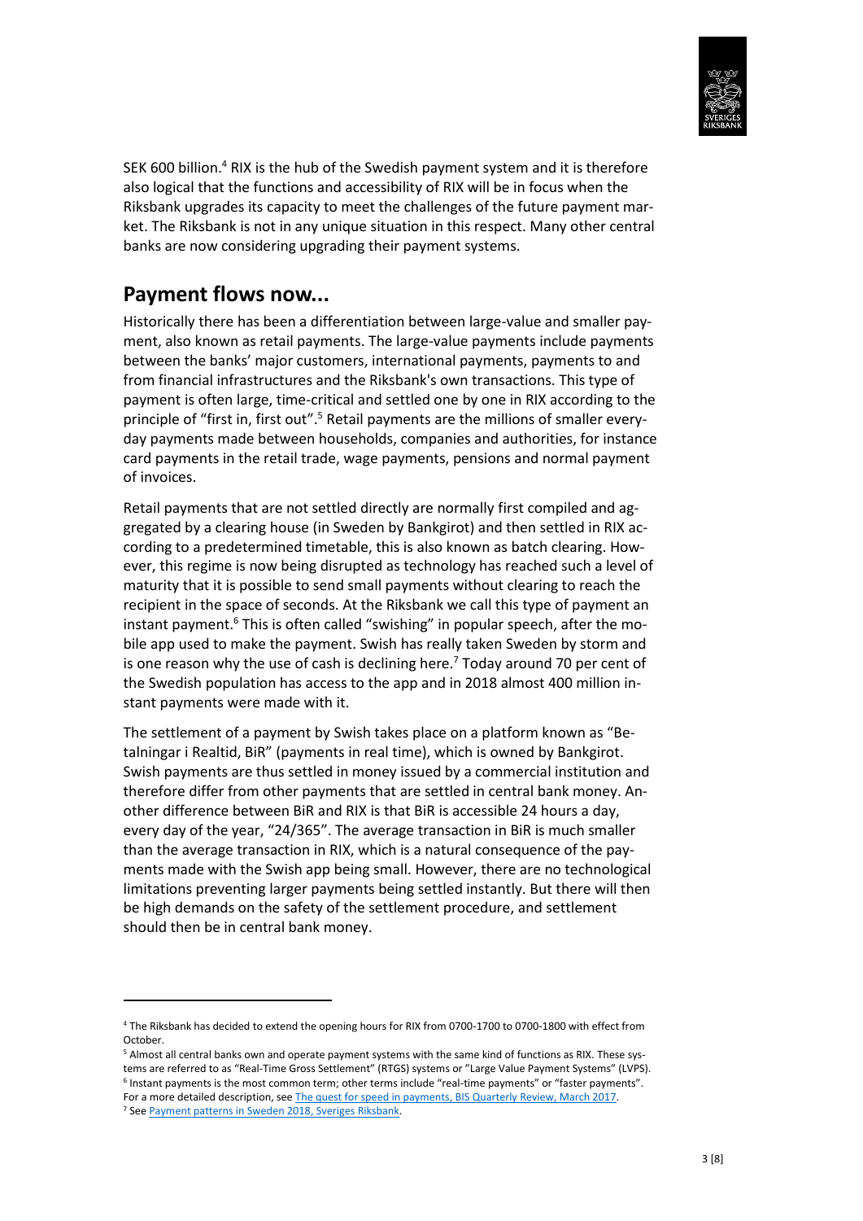SEK 600 billion.[4] RIX is the hub of the Swedish payment system and it is therefore also logical that the functions and accessibility of RIX will be in focus when the Riksbank upgrades its capacity to meet the challenges of the future payment market. The Riksbank is not in any unique situation in this respect. Many other central banks are now considering upgrading their payment systems.

## Payment flows now...

Historically there has been a differentiation between large-value and smaller payment, also known as retail payments. The large-value payments include payments between the banks' major customers, international payments, payments to and from financial infrastructures and the Riksbank's own transactions. This type of payment is often large, time-critical and settled one by one in RIX according to the principle of "first in, first out".[5] Retail payments are the millions of smaller everyday payments made between households, companies and authorities, for instance card payments in the retail trade, wage payments, pensions and normal payment of invoices.

Retail payments that are not settled directly are normally first compiled and aggregated by a clearing house (in Sweden by Bankgirot) and then settled in RIX according to a predetermined timetable, this is also known as batch clearing. However, this regime is now being disrupted as technology has reached such a level of maturity that it is possible to send small payments without clearing to reach the recipient in the space of seconds. At the Riksbank we call this type of payment an instant payment.[6] This is often called "swishing" in popular speech, after the mobile app used to make the payment. Swish has really taken Sweden by storm and is one reason why the use of cash is declining here.[7] Today around 70 per cent of the Swedish population has access to the app and in 2018 almost 400 million instant payments were made with it.

The settlement of a payment by Swish takes place on a platform known as "Betalningar i Realtid, BiR" (payments in real time), which is owned by Bankgirot. Swish payments are thus settled in money issued by a commercial institution and therefore differ from other payments that are settled in central bank money. Another difference between BiR and RIX is that BiR is accessible 24 hours a day, every day of the year, "24/365". The average transaction in BiR is much smaller than the average transaction in RIX, which is a natural consequence of the payments made with the Swish app being small. However, there are no technological limitations preventing larger payments being settled instantly. But there will then be high demands on the safety of the settlement procedure, and settlement should then be in central bank money.

---

[4] The Riksbank has decided to extend the opening hours for RIX from 0700-1700 to 0700-1800 with effect from October.

[5] Almost all central banks own and operate payment systems with the same kind of functions as RIX. These systems are referred to as "Real-Time Gross Settlement" (RTGS) systems or "Large Value Payment Systems" (LVPS).

[6] Instant payments is the most common term; other terms include "real-time payments" or "faster payments". For a more detailed description, see The quest for speed in payments, BIS Quarterly Review, March 2017.

[7] See Payment patterns in Sweden 2018, Sveriges Riksbank.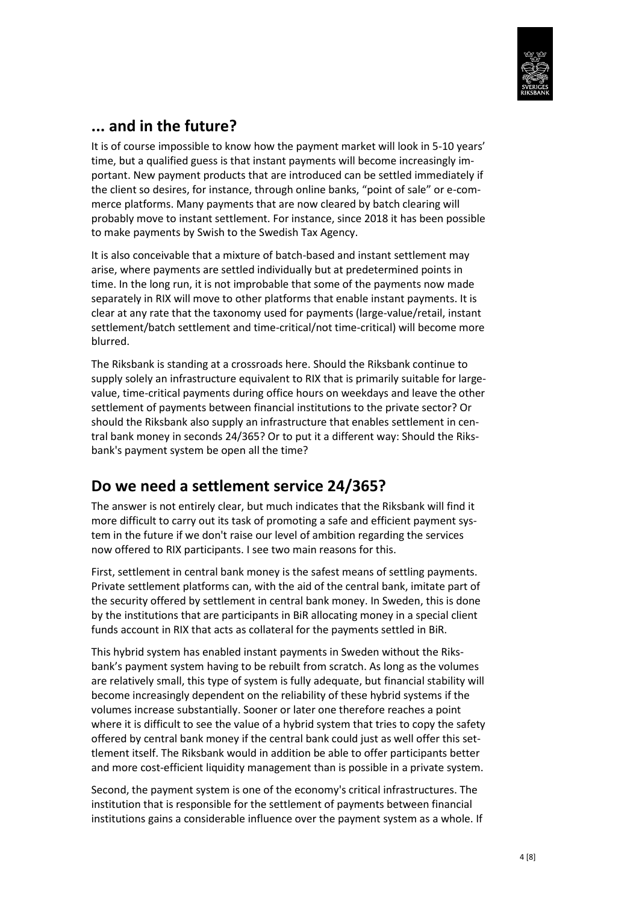## ... and in the future?

It is of course impossible to know how the payment market will look in 5-10 years' time, but a qualified guess is that instant payments will become increasingly important. New payment products that are introduced can be settled immediately if the client so desires, for instance, through online banks, "point of sale" or e-commerce platforms. Many payments that are now cleared by batch clearing will probably move to instant settlement. For instance, since 2018 it has been possible to make payments by Swish to the Swedish Tax Agency.

It is also conceivable that a mixture of batch-based and instant settlement may arise, where payments are settled individually but at predetermined points in time. In the long run, it is not improbable that some of the payments now made separately in RIX will move to other platforms that enable instant payments. It is clear at any rate that the taxonomy used for payments (large-value/retail, instant settlement/batch settlement and time-critical/not time-critical) will become more blurred.

The Riksbank is standing at a crossroads here. Should the Riksbank continue to supply solely an infrastructure equivalent to RIX that is primarily suitable for large-value, time-critical payments during office hours on weekdays and leave the other settlement of payments between financial institutions to the private sector? Or should the Riksbank also supply an infrastructure that enables settlement in central bank money in seconds 24/365? Or to put it a different way: Should the Riksbank's payment system be open all the time?

## Do we need a settlement service 24/365?

The answer is not entirely clear, but much indicates that the Riksbank will find it more difficult to carry out its task of promoting a safe and efficient payment system in the future if we don't raise our level of ambition regarding the services now offered to RIX participants. I see two main reasons for this.

First, settlement in central bank money is the safest means of settling payments. Private settlement platforms can, with the aid of the central bank, imitate part of the security offered by settlement in central bank money. In Sweden, this is done by the institutions that are participants in BiR allocating money in a special client funds account in RIX that acts as collateral for the payments settled in BiR.

This hybrid system has enabled instant payments in Sweden without the Riksbank's payment system having to be rebuilt from scratch. As long as the volumes are relatively small, this type of system is fully adequate, but financial stability will become increasingly dependent on the reliability of these hybrid systems if the volumes increase substantially. Sooner or later one therefore reaches a point where it is difficult to see the value of a hybrid system that tries to copy the safety offered by central bank money if the central bank could just as well offer this settlement itself. The Riksbank would in addition be able to offer participants better and more cost-efficient liquidity management than is possible in a private system.

Second, the payment system is one of the economy's critical infrastructures. The institution that is responsible for the settlement of payments between financial institutions gains a considerable influence over the payment system as a whole. If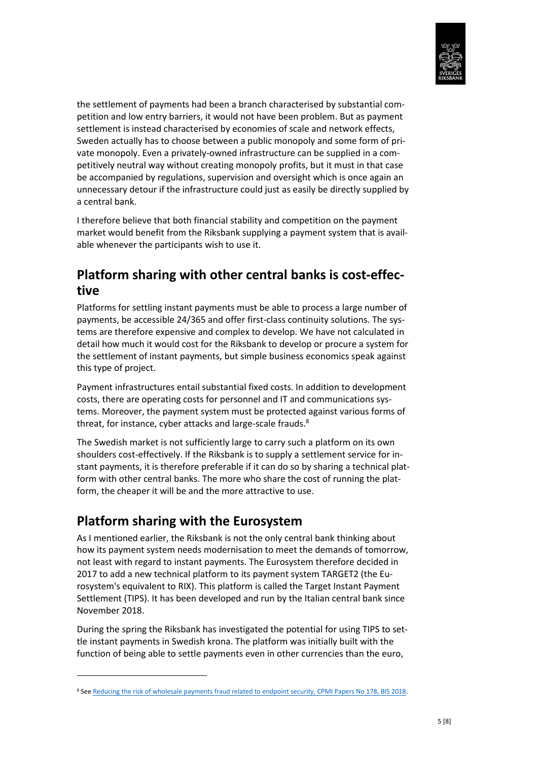the settlement of payments had been a branch characterised by substantial competition and low entry barriers, it would not have been problem. But as payment settlement is instead characterised by economies of scale and network effects, Sweden actually has to choose between a public monopoly and some form of private monopoly. Even a privately-owned infrastructure can be supplied in a competitively neutral way without creating monopoly profits, but it must in that case be accompanied by regulations, supervision and oversight which is once again an unnecessary detour if the infrastructure could just as easily be directly supplied by a central bank.

I therefore believe that both financial stability and competition on the payment market would benefit from the Riksbank supplying a payment system that is available whenever the participants wish to use it.

## Platform sharing with other central banks is cost-effective

Platforms for settling instant payments must be able to process a large number of payments, be accessible 24/365 and offer first-class continuity solutions. The systems are therefore expensive and complex to develop. We have not calculated in detail how much it would cost for the Riksbank to develop or procure a system for the settlement of instant payments, but simple business economics speak against this type of project.

Payment infrastructures entail substantial fixed costs. In addition to development costs, there are operating costs for personnel and IT and communications systems. Moreover, the payment system must be protected against various forms of threat, for instance, cyber attacks and large-scale frauds.[8]

The Swedish market is not sufficiently large to carry such a platform on its own shoulders cost-effectively. If the Riksbank is to supply a settlement service for instant payments, it is therefore preferable if it can do so by sharing a technical platform with other central banks. The more who share the cost of running the platform, the cheaper it will be and the more attractive to use.

## Platform sharing with the Eurosystem

As I mentioned earlier, the Riksbank is not the only central bank thinking about how its payment system needs modernisation to meet the demands of tomorrow, not least with regard to instant payments. The Eurosystem therefore decided in 2017 to add a new technical platform to its payment system TARGET2 (the Eurosystem's equivalent to RIX). This platform is called the Target Instant Payment Settlement (TIPS). It has been developed and run by the Italian central bank since November 2018.

During the spring the Riksbank has investigated the potential for using TIPS to settle instant payments in Swedish krona. The platform was initially built with the function of being able to settle payments even in other currencies than the euro,

---

[8] See Reducing the risk of wholesale payments fraud related to endpoint security, CPMI Papers No 178, BIS 2018.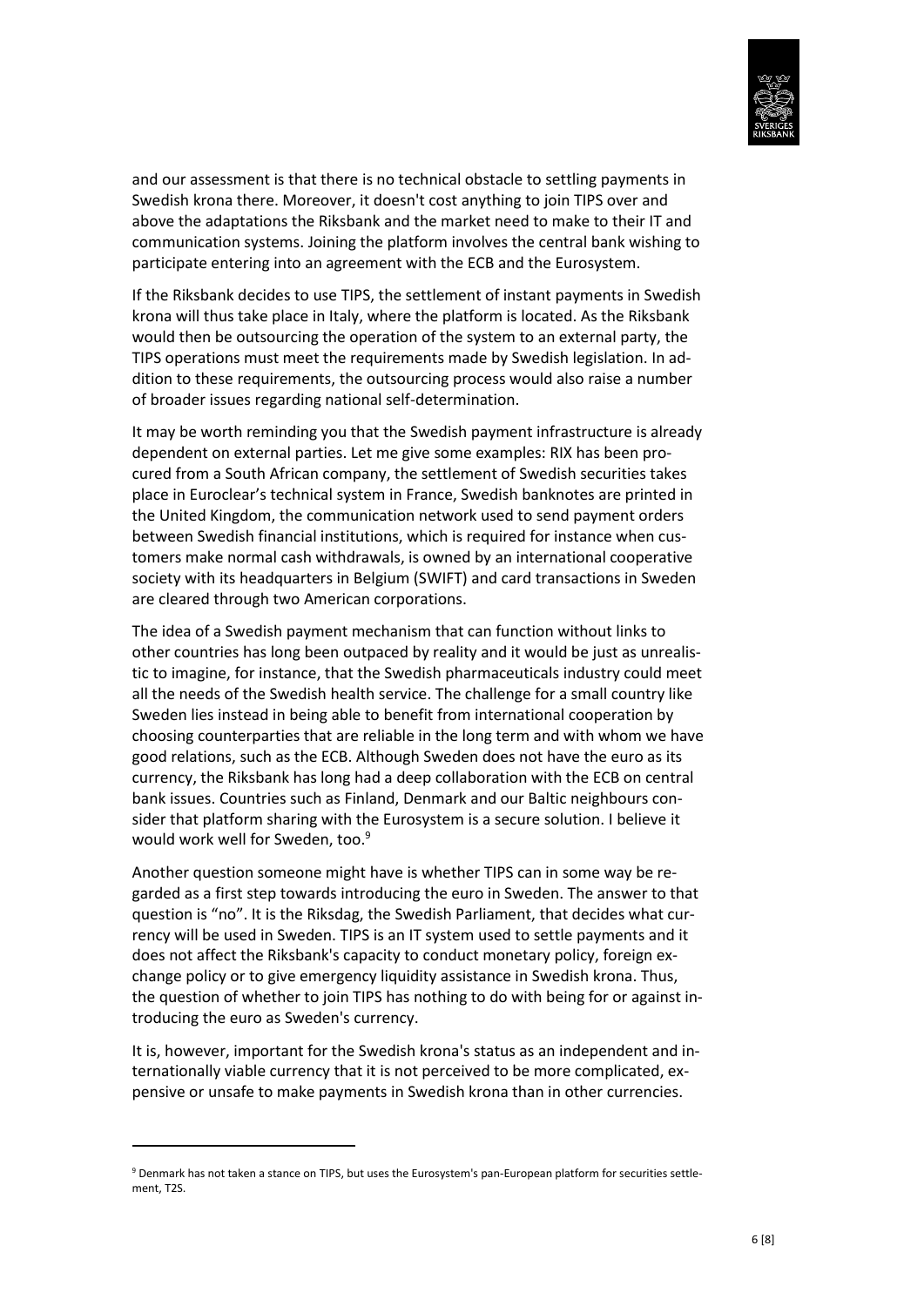and our assessment is that there is no technical obstacle to settling payments in Swedish krona there. Moreover, it doesn't cost anything to join TIPS over and above the adaptations the Riksbank and the market need to make to their IT and communication systems. Joining the platform involves the central bank wishing to participate entering into an agreement with the ECB and the Eurosystem.

If the Riksbank decides to use TIPS, the settlement of instant payments in Swedish krona will thus take place in Italy, where the platform is located. As the Riksbank would then be outsourcing the operation of the system to an external party, the TIPS operations must meet the requirements made by Swedish legislation. In addition to these requirements, the outsourcing process would also raise a number of broader issues regarding national self-determination.

It may be worth reminding you that the Swedish payment infrastructure is already dependent on external parties. Let me give some examples: RIX has been procured from a South African company, the settlement of Swedish securities takes place in Euroclear's technical system in France, Swedish banknotes are printed in the United Kingdom, the communication network used to send payment orders between Swedish financial institutions, which is required for instance when customers make normal cash withdrawals, is owned by an international cooperative society with its headquarters in Belgium (SWIFT) and card transactions in Sweden are cleared through two American corporations.

The idea of a Swedish payment mechanism that can function without links to other countries has long been outpaced by reality and it would be just as unrealistic to imagine, for instance, that the Swedish pharmaceuticals industry could meet all the needs of the Swedish health service. The challenge for a small country like Sweden lies instead in being able to benefit from international cooperation by choosing counterparties that are reliable in the long term and with whom we have good relations, such as the ECB. Although Sweden does not have the euro as its currency, the Riksbank has long had a deep collaboration with the ECB on central bank issues. Countries such as Finland, Denmark and our Baltic neighbours consider that platform sharing with the Eurosystem is a secure solution. I believe it would work well for Sweden, too.[9]

Another question someone might have is whether TIPS can in some way be regarded as a first step towards introducing the euro in Sweden. The answer to that question is "no". It is the Riksdag, the Swedish Parliament, that decides what currency will be used in Sweden. TIPS is an IT system used to settle payments and it does not affect the Riksbank's capacity to conduct monetary policy, foreign exchange policy or to give emergency liquidity assistance in Swedish krona. Thus, the question of whether to join TIPS has nothing to do with being for or against introducing the euro as Sweden's currency.

It is, however, important for the Swedish krona's status as an independent and internationally viable currency that it is not perceived to be more complicated, expensive or unsafe to make payments in Swedish krona than in other currencies.

[9] Denmark has not taken a stance on TIPS, but uses the Eurosystem's pan-European platform for securities settlement, T2S.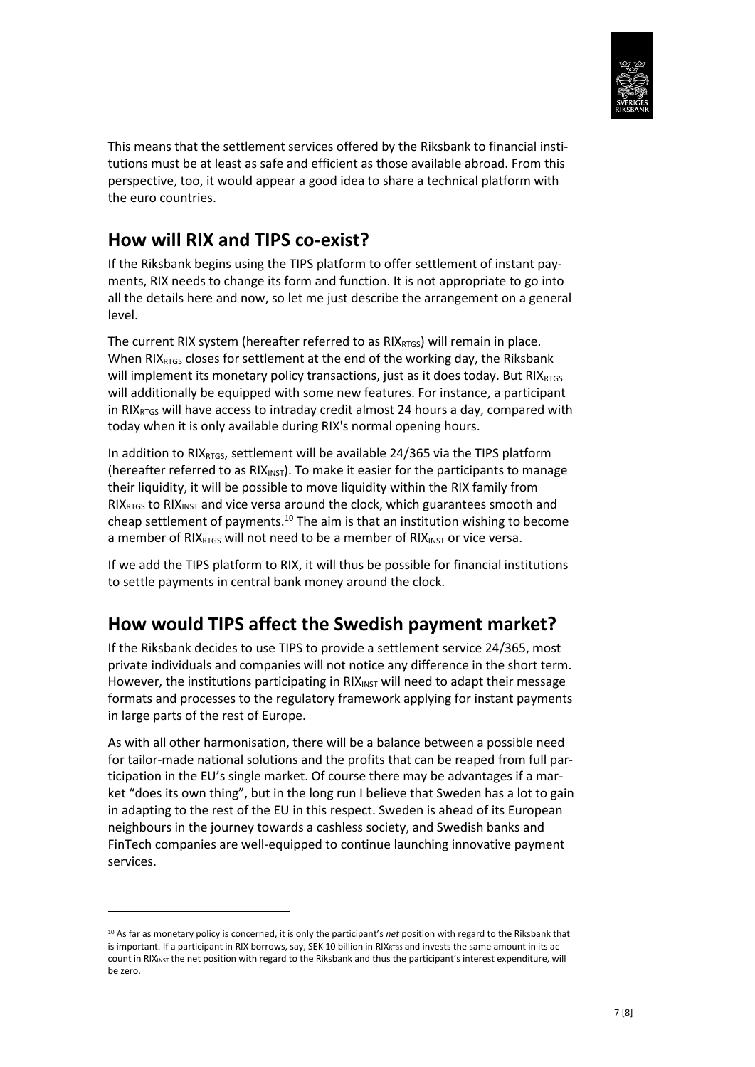This means that the settlement services offered by the Riksbank to financial institutions must be at least as safe and efficient as those available abroad. From this perspective, too, it would appear a good idea to share a technical platform with the euro countries.

## How will RIX and TIPS co-exist?

If the Riksbank begins using the TIPS platform to offer settlement of instant payments, RIX needs to change its form and function. It is not appropriate to go into all the details here and now, so let me just describe the arrangement on a general level.

The current RIX system (hereafter referred to as $RIX_{RTGS}$) will remain in place. When $RIX_{RTGS}$ closes for settlement at the end of the working day, the Riksbank will implement its monetary policy transactions, just as it does today. But $RIX_{RTGS}$ will additionally be equipped with some new features. For instance, a participant in $RIX_{RTGS}$ will have access to intraday credit almost 24 hours a day, compared with today when it is only available during RIX's normal opening hours.

In addition to $RIX_{RTGS}$, settlement will be available 24/365 via the TIPS platform (hereafter referred to as $RIX_{INST}$). To make it easier for the participants to manage their liquidity, it will be possible to move liquidity within the RIX family from $RIX_{RTGS}$ to $RIX_{INST}$ and vice versa around the clock, which guarantees smooth and cheap settlement of payments.[10] The aim is that an institution wishing to become a member of $RIX_{RTGS}$ will not need to be a member of $RIX_{INST}$ or vice versa.

If we add the TIPS platform to RIX, it will thus be possible for financial institutions to settle payments in central bank money around the clock.

## How would TIPS affect the Swedish payment market?

If the Riksbank decides to use TIPS to provide a settlement service 24/365, most private individuals and companies will not notice any difference in the short term. However, the institutions participating in $RIX_{INST}$ will need to adapt their message formats and processes to the regulatory framework applying for instant payments in large parts of the rest of Europe.

As with all other harmonisation, there will be a balance between a possible need for tailor-made national solutions and the profits that can be reaped from full participation in the EU's single market. Of course there may be advantages if a market "does its own thing", but in the long run I believe that Sweden has a lot to gain in adapting to the rest of the EU in this respect. Sweden is ahead of its European neighbours in the journey towards a cashless society, and Swedish banks and FinTech companies are well-equipped to continue launching innovative payment services.

---

[10] As far as monetary policy is concerned, it is only the participant's *net* position with regard to the Riksbank that is important. If a participant in RIX borrows, say, SEK 10 billion in $RIX_{RTGS}$ and invests the same amount in its account in $RIX_{INST}$ the net position with regard to the Riksbank and thus the participant's interest expenditure, will be zero.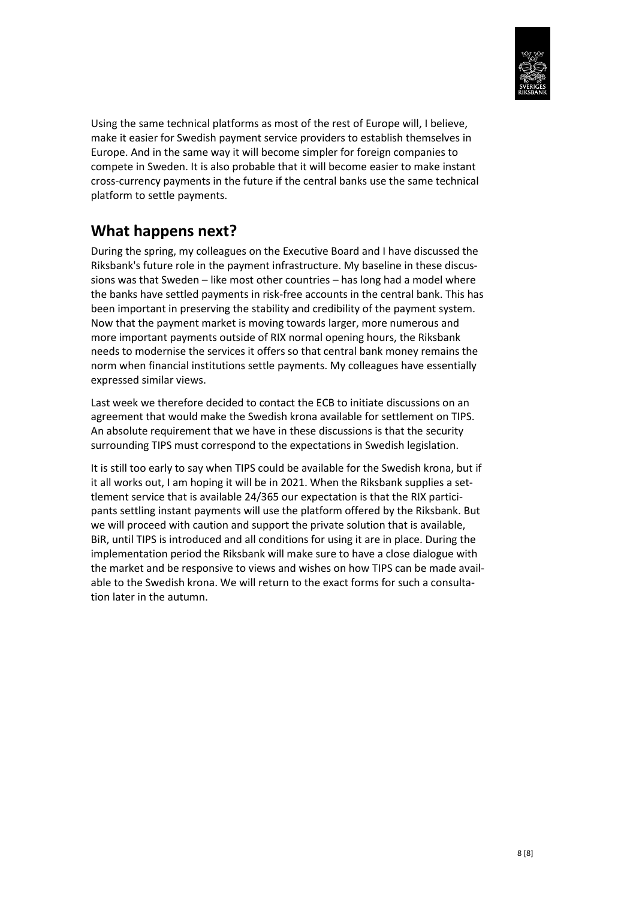Using the same technical platforms as most of the rest of Europe will, I believe, make it easier for Swedish payment service providers to establish themselves in Europe. And in the same way it will become simpler for foreign companies to compete in Sweden. It is also probable that it will become easier to make instant cross-currency payments in the future if the central banks use the same technical platform to settle payments.

## What happens next?

During the spring, my colleagues on the Executive Board and I have discussed the Riksbank's future role in the payment infrastructure. My baseline in these discussions was that Sweden – like most other countries – has long had a model where the banks have settled payments in risk-free accounts in the central bank. This has been important in preserving the stability and credibility of the payment system. Now that the payment market is moving towards larger, more numerous and more important payments outside of RIX normal opening hours, the Riksbank needs to modernise the services it offers so that central bank money remains the norm when financial institutions settle payments. My colleagues have essentially expressed similar views.

Last week we therefore decided to contact the ECB to initiate discussions on an agreement that would make the Swedish krona available for settlement on TIPS. An absolute requirement that we have in these discussions is that the security surrounding TIPS must correspond to the expectations in Swedish legislation.

It is still too early to say when TIPS could be available for the Swedish krona, but if it all works out, I am hoping it will be in 2021. When the Riksbank supplies a settlement service that is available 24/365 our expectation is that the RIX participants settling instant payments will use the platform offered by the Riksbank. But we will proceed with caution and support the private solution that is available, BiR, until TIPS is introduced and all conditions for using it are in place. During the implementation period the Riksbank will make sure to have a close dialogue with the market and be responsive to views and wishes on how TIPS can be made available to the Swedish krona. We will return to the exact forms for such a consultation later in the autumn.